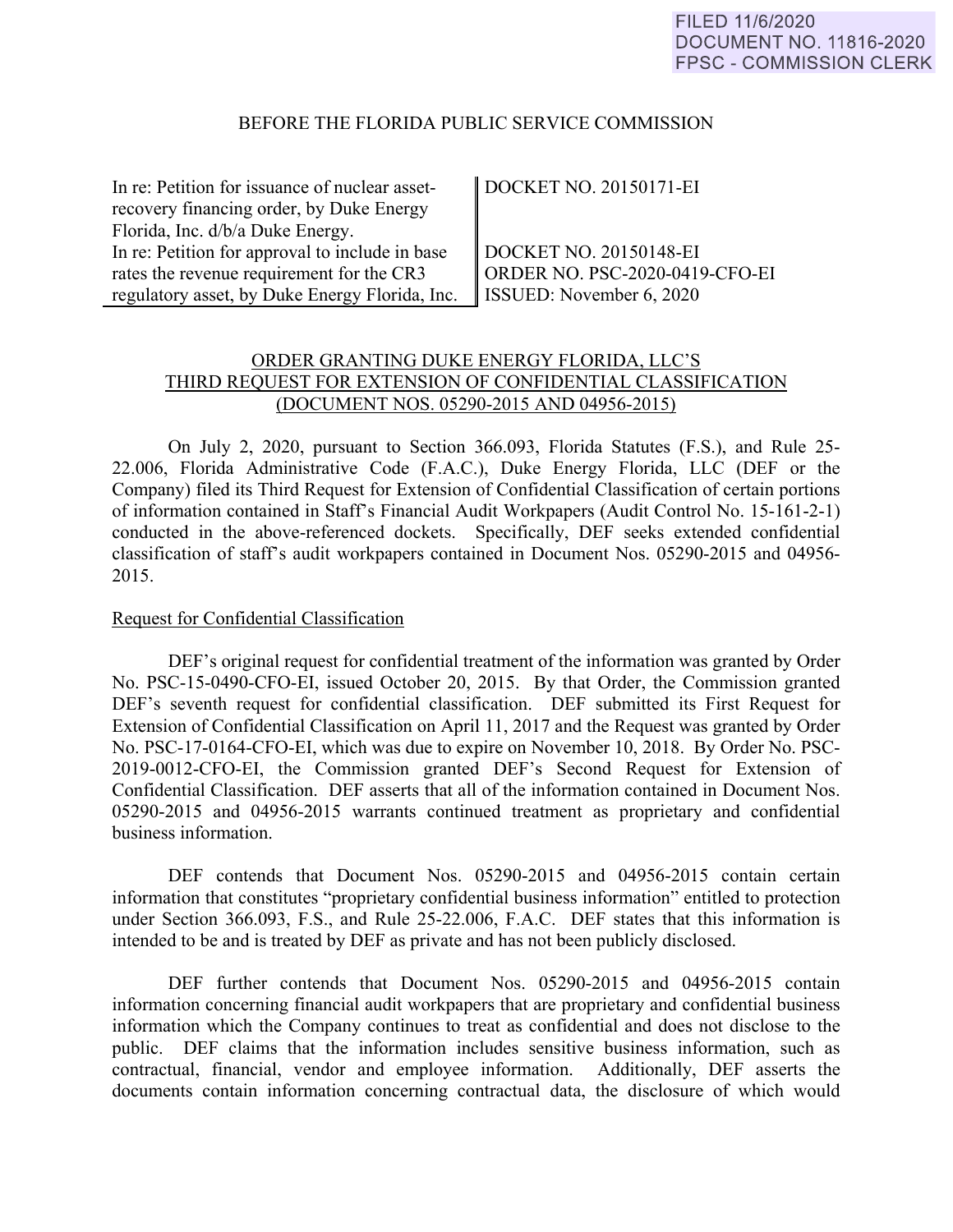FILED 11/6/2020
DOCUMENT NO. 11816-2020
FPSC - COMMISSION CLERK

BEFORE THE FLORIDA PUBLIC SERVICE COMMISSION

| | |
|---|---|
| In re: Petition for issuance of nuclear asset-recovery financing order, by Duke Energy Florida, Inc. d/b/a Duke Energy. | DOCKET NO. 20150171-EI |
| In re: Petition for approval to include in base rates the revenue requirement for the CR3 regulatory asset, by Duke Energy Florida, Inc. | DOCKET NO. 20150148-EI<br>ORDER NO. PSC-2020-0419-CFO-EI<br>ISSUED: November 6, 2020 |

ORDER GRANTING DUKE ENERGY FLORIDA, LLC'S THIRD REQUEST FOR EXTENSION OF CONFIDENTIAL CLASSIFICATION (DOCUMENT NOS. 05290-2015 AND 04956-2015)

On July 2, 2020, pursuant to Section 366.093, Florida Statutes (F.S.), and Rule 25-22.006, Florida Administrative Code (F.A.C.), Duke Energy Florida, LLC (DEF or the Company) filed its Third Request for Extension of Confidential Classification of certain portions of information contained in Staff's Financial Audit Workpapers (Audit Control No. 15-161-2-1) conducted in the above-referenced dockets. Specifically, DEF seeks extended confidential classification of staff's audit workpapers contained in Document Nos. 05290-2015 and 04956-2015.

Request for Confidential Classification

DEF's original request for confidential treatment of the information was granted by Order No. PSC-15-0490-CFO-EI, issued October 20, 2015. By that Order, the Commission granted DEF's seventh request for confidential classification. DEF submitted its First Request for Extension of Confidential Classification on April 11, 2017 and the Request was granted by Order No. PSC-17-0164-CFO-EI, which was due to expire on November 10, 2018. By Order No. PSC-2019-0012-CFO-EI, the Commission granted DEF's Second Request for Extension of Confidential Classification. DEF asserts that all of the information contained in Document Nos. 05290-2015 and 04956-2015 warrants continued treatment as proprietary and confidential business information.

DEF contends that Document Nos. 05290-2015 and 04956-2015 contain certain information that constitutes "proprietary confidential business information" entitled to protection under Section 366.093, F.S., and Rule 25-22.006, F.A.C. DEF states that this information is intended to be and is treated by DEF as private and has not been publicly disclosed.

DEF further contends that Document Nos. 05290-2015 and 04956-2015 contain information concerning financial audit workpapers that are proprietary and confidential business information which the Company continues to treat as confidential and does not disclose to the public. DEF claims that the information includes sensitive business information, such as contractual, financial, vendor and employee information. Additionally, DEF asserts the documents contain information concerning contractual data, the disclosure of which would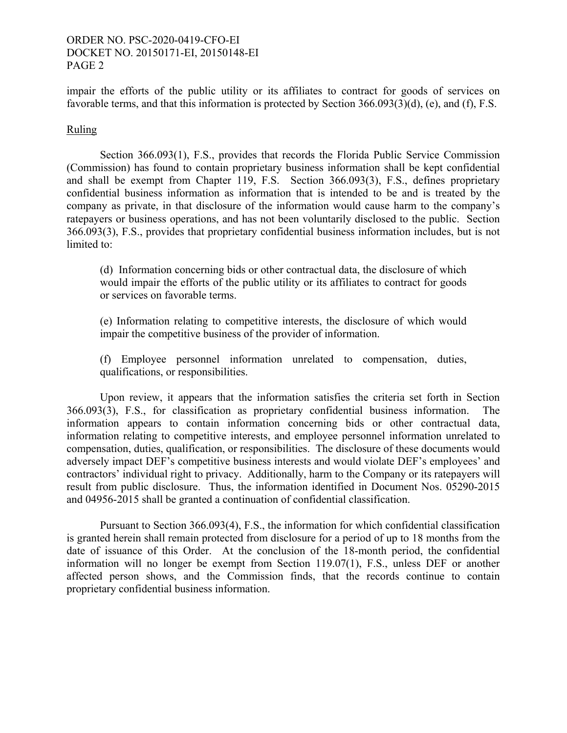impair the efforts of the public utility or its affiliates to contract for goods of services on favorable terms, and that this information is protected by Section 366.093(3)(d), (e), and (f), F.S.

Ruling

Section 366.093(1), F.S., provides that records the Florida Public Service Commission (Commission) has found to contain proprietary business information shall be kept confidential and shall be exempt from Chapter 119, F.S. Section 366.093(3), F.S., defines proprietary confidential business information as information that is intended to be and is treated by the company as private, in that disclosure of the information would cause harm to the company's ratepayers or business operations, and has not been voluntarily disclosed to the public. Section 366.093(3), F.S., provides that proprietary confidential business information includes, but is not limited to:

> (d) Information concerning bids or other contractual data, the disclosure of which would impair the efforts of the public utility or its affiliates to contract for goods or services on favorable terms.
>
> (e) Information relating to competitive interests, the disclosure of which would impair the competitive business of the provider of information.
>
> (f) Employee personnel information unrelated to compensation, duties, qualifications, or responsibilities.

Upon review, it appears that the information satisfies the criteria set forth in Section 366.093(3), F.S., for classification as proprietary confidential business information. The information appears to contain information concerning bids or other contractual data, information relating to competitive interests, and employee personnel information unrelated to compensation, duties, qualification, or responsibilities. The disclosure of these documents would adversely impact DEF's competitive business interests and would violate DEF's employees' and contractors' individual right to privacy. Additionally, harm to the Company or its ratepayers will result from public disclosure. Thus, the information identified in Document Nos. 05290-2015 and 04956-2015 shall be granted a continuation of confidential classification.

Pursuant to Section 366.093(4), F.S., the information for which confidential classification is granted herein shall remain protected from disclosure for a period of up to 18 months from the date of issuance of this Order. At the conclusion of the 18-month period, the confidential information will no longer be exempt from Section 119.07(1), F.S., unless DEF or another affected person shows, and the Commission finds, that the records continue to contain proprietary confidential business information.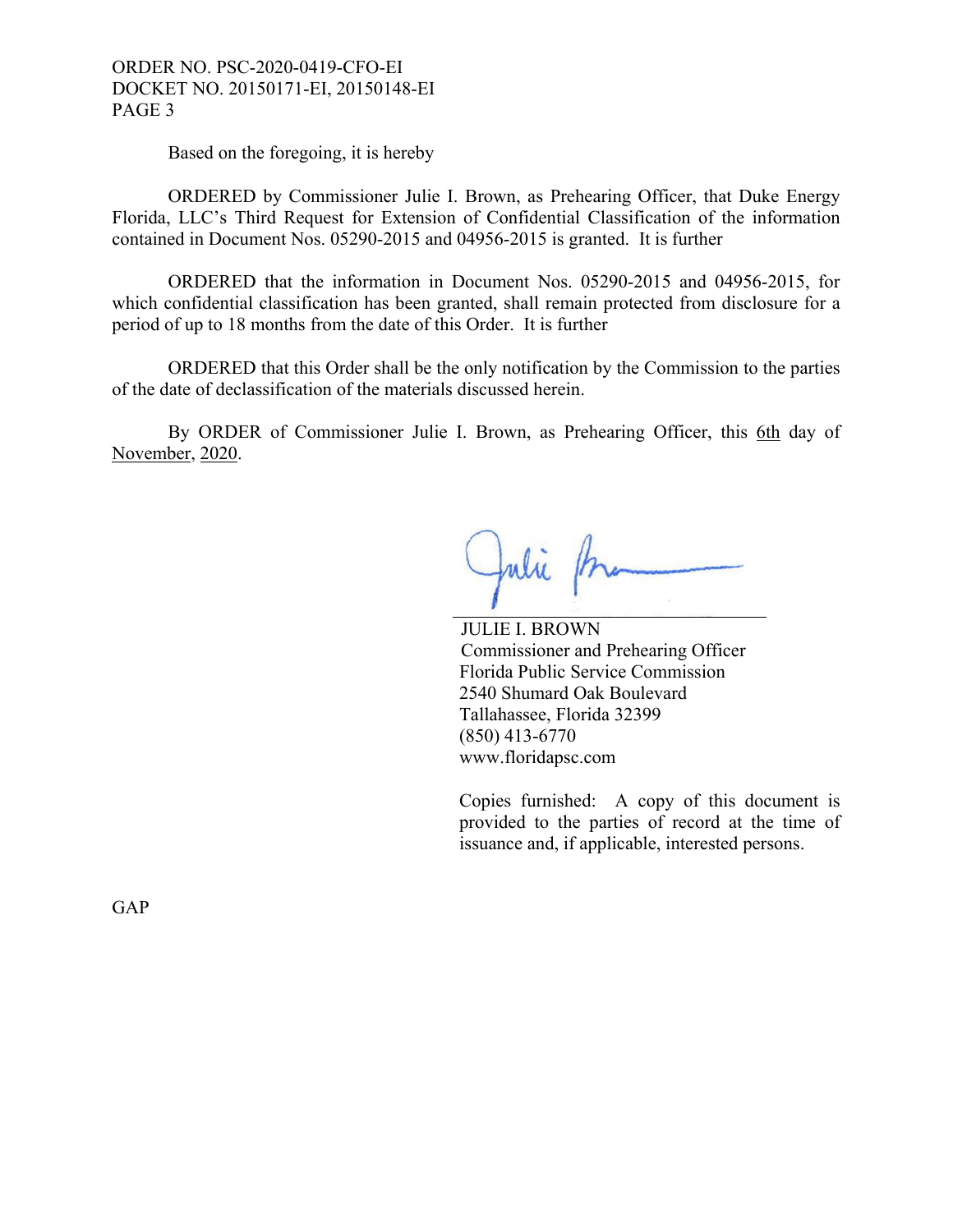Based on the foregoing, it is hereby

ORDERED by Commissioner Julie I. Brown, as Prehearing Officer, that Duke Energy Florida, LLC's Third Request for Extension of Confidential Classification of the information contained in Document Nos. 05290-2015 and 04956-2015 is granted. It is further

ORDERED that the information in Document Nos. 05290-2015 and 04956-2015, for which confidential classification has been granted, shall remain protected from disclosure for a period of up to 18 months from the date of this Order. It is further

ORDERED that this Order shall be the only notification by the Commission to the parties of the date of declassification of the materials discussed herein.

By ORDER of Commissioner Julie I. Brown, as Prehearing Officer, this 6th day of November, 2020.

JULIE I. BROWN
Commissioner and Prehearing Officer
Florida Public Service Commission
2540 Shumard Oak Boulevard
Tallahassee, Florida 32399
(850) 413-6770
www.floridapsc.com

Copies furnished: A copy of this document is provided to the parties of record at the time of issuance and, if applicable, interested persons.

GAP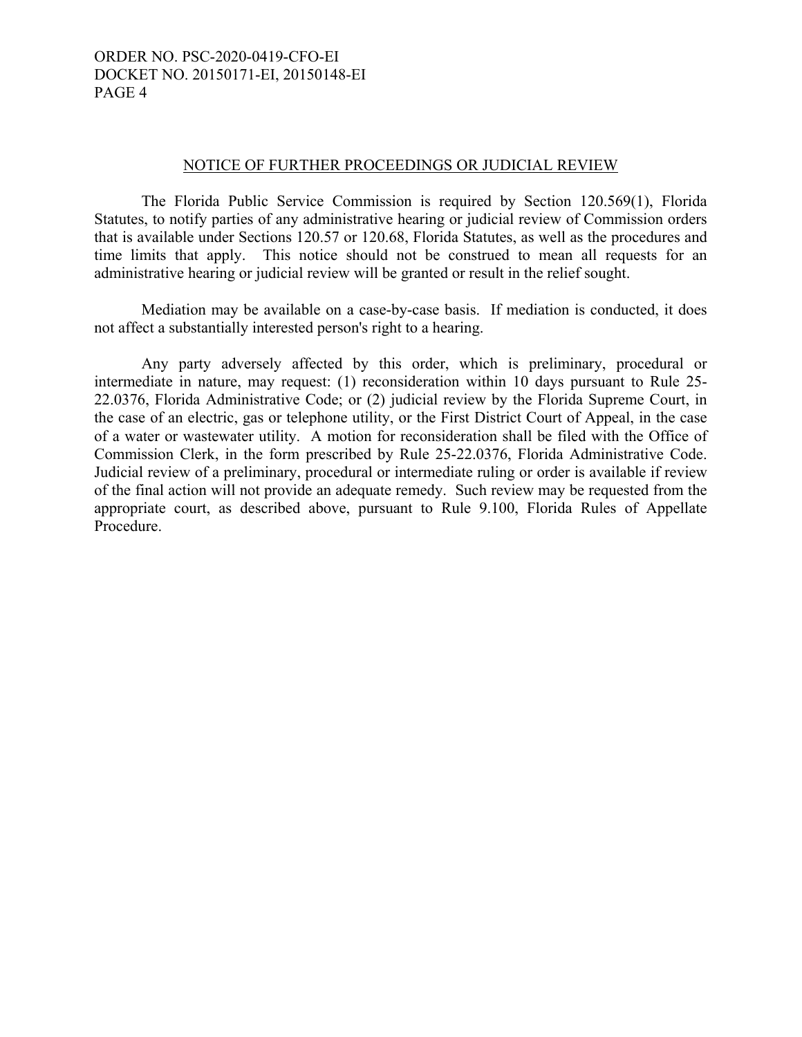## NOTICE OF FURTHER PROCEEDINGS OR JUDICIAL REVIEW

The Florida Public Service Commission is required by Section 120.569(1), Florida Statutes, to notify parties of any administrative hearing or judicial review of Commission orders that is available under Sections 120.57 or 120.68, Florida Statutes, as well as the procedures and time limits that apply. This notice should not be construed to mean all requests for an administrative hearing or judicial review will be granted or result in the relief sought.

Mediation may be available on a case-by-case basis. If mediation is conducted, it does not affect a substantially interested person's right to a hearing.

Any party adversely affected by this order, which is preliminary, procedural or intermediate in nature, may request: (1) reconsideration within 10 days pursuant to Rule 25-22.0376, Florida Administrative Code; or (2) judicial review by the Florida Supreme Court, in the case of an electric, gas or telephone utility, or the First District Court of Appeal, in the case of a water or wastewater utility. A motion for reconsideration shall be filed with the Office of Commission Clerk, in the form prescribed by Rule 25-22.0376, Florida Administrative Code. Judicial review of a preliminary, procedural or intermediate ruling or order is available if review of the final action will not provide an adequate remedy. Such review may be requested from the appropriate court, as described above, pursuant to Rule 9.100, Florida Rules of Appellate Procedure.